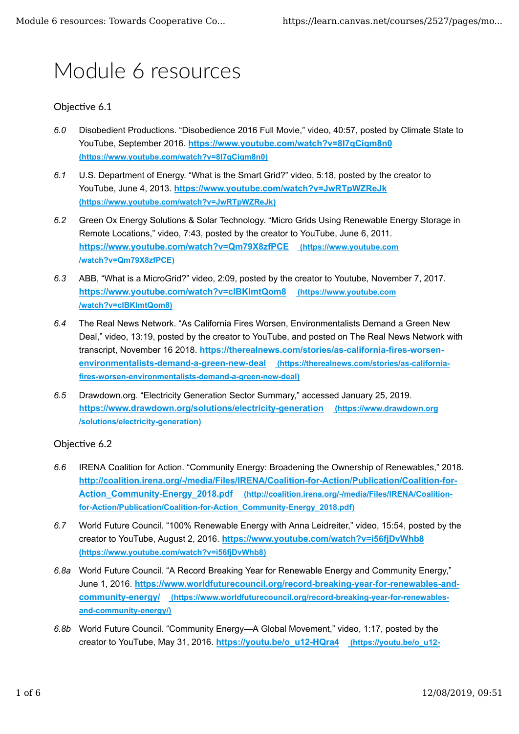# Module 6 resources

## Objective 6.1

*6.0* Disobedient Productions. "Disobedience 2016 Full Movie," video, 40:57, posted by Climate State to YouTube, September 2016. **https://www.youtube.com/watch?v=8I7qCiqm8n0** **(https://www.youtube.com/watch?v=8I7qCiqm8n0)**

*6.1* U.S. Department of Energy. "What is the Smart Grid?" video, 5:18, posted by the creator to YouTube, June 4, 2013. **https://www.youtube.com/watch?v=JwRTpWZReJk** **(https://www.youtube.com/watch?v=JwRTpWZReJk)**

*6.2* Green Ox Energy Solutions & Solar Technology. "Micro Grids Using Renewable Energy Storage in Remote Locations," video, 7:43, posted by the creator to YouTube, June 6, 2011. **https://www.youtube.com/watch?v=Qm79X8zfPCE** **(https://www.youtube.com/watch?v=Qm79X8zfPCE)**

*6.3* ABB, "What is a MicroGrid?" video, 2:09, posted by the creator to Youtube, November 7, 2017. **https://www.youtube.com/watch?v=cIBKImtQom8** **(https://www.youtube.com/watch?v=cIBKImtQom8)**

*6.4* The Real News Network. "As California Fires Worsen, Environmentalists Demand a Green New Deal," video, 13:19, posted by the creator to YouTube, and posted on The Real News Network with transcript, November 16 2018. **https://therealnews.com/stories/as-california-fires-worsen-environmentalists-demand-a-green-new-deal** **(https://therealnews.com/stories/as-california-fires-worsen-environmentalists-demand-a-green-new-deal)**

*6.5* Drawdown.org. "Electricity Generation Sector Summary," accessed January 25, 2019. **https://www.drawdown.org/solutions/electricity-generation** **(https://www.drawdown.org/solutions/electricity-generation)**

## Objective 6.2

*6.6* IRENA Coalition for Action. "Community Energy: Broadening the Ownership of Renewables," 2018. **http://coalition.irena.org/-/media/Files/IRENA/Coalition-for-Action/Publication/Coalition-for-Action_Community-Energy_2018.pdf** **(http://coalition.irena.org/-/media/Files/IRENA/Coalition-for-Action/Publication/Coalition-for-Action_Community-Energy_2018.pdf)**

*6.7* World Future Council. "100% Renewable Energy with Anna Leidreiter," video, 15:54, posted by the creator to YouTube, August 2, 2016. **https://www.youtube.com/watch?v=i56fjDvWhb8** **(https://www.youtube.com/watch?v=i56fjDvWhb8)**

*6.8a* World Future Council. "A Record Breaking Year for Renewable Energy and Community Energy," June 1, 2016. **https://www.worldfuturecouncil.org/record-breaking-year-for-renewables-and-community-energy/** **(https://www.worldfuturecouncil.org/record-breaking-year-for-renewables-and-community-energy/)**

*6.8b* World Future Council. "Community Energy—A Global Movement," video, 1:17, posted by the creator to YouTube, May 31, 2016. **https://youtu.be/o_u12-HQra4** **(https://youtu.be/o_u12-**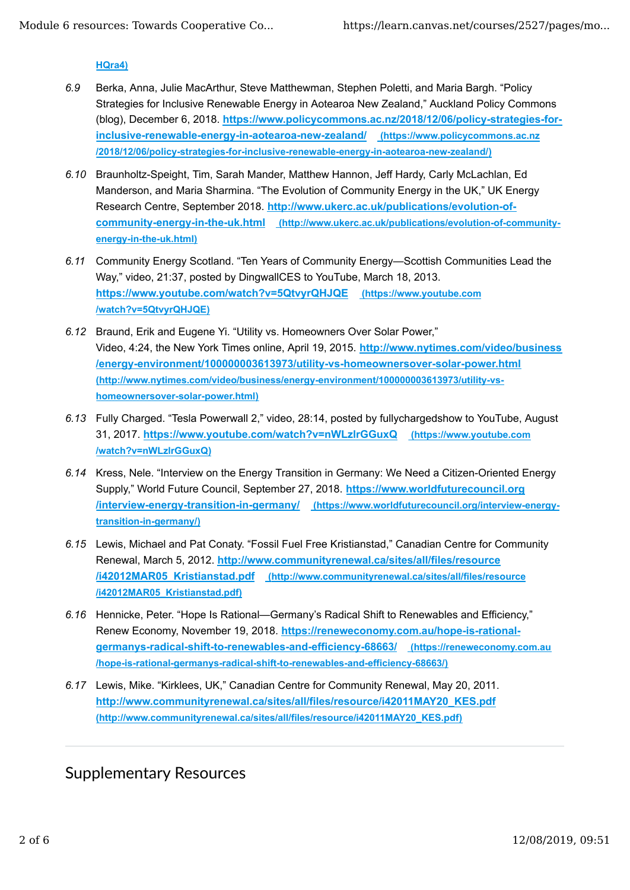HQra4)

6.9 Berka, Anna, Julie MacArthur, Steve Matthewman, Stephen Poletti, and Maria Bargh. "Policy Strategies for Inclusive Renewable Energy in Aotearoa New Zealand," Auckland Policy Commons (blog), December 6, 2018. https://www.policycommons.ac.nz/2018/12/06/policy-strategies-for-inclusive-renewable-energy-in-aotearoa-new-zealand/ (https://www.policycommons.ac.nz/2018/12/06/policy-strategies-for-inclusive-renewable-energy-in-aotearoa-new-zealand/)

6.10 Braunholtz-Speight, Tim, Sarah Mander, Matthew Hannon, Jeff Hardy, Carly McLachlan, Ed Manderson, and Maria Sharmina. "The Evolution of Community Energy in the UK," UK Energy Research Centre, September 2018. http://www.ukerc.ac.uk/publications/evolution-of-community-energy-in-the-uk.html (http://www.ukerc.ac.uk/publications/evolution-of-community-energy-in-the-uk.html)

6.11 Community Energy Scotland. "Ten Years of Community Energy—Scottish Communities Lead the Way," video, 21:37, posted by DingwallCES to YouTube, March 18, 2013. https://www.youtube.com/watch?v=5QtvyrQHJQE (https://www.youtube.com/watch?v=5QtvyrQHJQE)

6.12 Braund, Erik and Eugene Yi. "Utility vs. Homeowners Over Solar Power," Video, 4:24, the New York Times online, April 19, 2015. http://www.nytimes.com/video/business/energy-environment/100000003613973/utility-vs-homeownersover-solar-power.html (http://www.nytimes.com/video/business/energy-environment/100000003613973/utility-vs-homeownersover-solar-power.html)

6.13 Fully Charged. "Tesla Powerwall 2," video, 28:14, posted by fullychargedshow to YouTube, August 31, 2017. https://www.youtube.com/watch?v=nWLzlrGGuxQ (https://www.youtube.com/watch?v=nWLzlrGGuxQ)

6.14 Kress, Nele. "Interview on the Energy Transition in Germany: We Need a Citizen-Oriented Energy Supply," World Future Council, September 27, 2018. https://www.worldfuturecouncil.org/interview-energy-transition-in-germany/ (https://www.worldfuturecouncil.org/interview-energy-transition-in-germany/)

6.15 Lewis, Michael and Pat Conaty. "Fossil Fuel Free Kristianstad," Canadian Centre for Community Renewal, March 5, 2012. http://www.communityrenewal.ca/sites/all/files/resource/i42012MAR05_Kristianstad.pdf (http://www.communityrenewal.ca/sites/all/files/resource/i42012MAR05_Kristianstad.pdf)

6.16 Hennicke, Peter. "Hope Is Rational—Germany's Radical Shift to Renewables and Efficiency," Renew Economy, November 19, 2018. https://reneweconomy.com.au/hope-is-rational-germanys-radical-shift-to-renewables-and-efficiency-68663/ (https://reneweconomy.com.au/hope-is-rational-germanys-radical-shift-to-renewables-and-efficiency-68663/)

6.17 Lewis, Mike. "Kirklees, UK," Canadian Centre for Community Renewal, May 20, 2011. http://www.communityrenewal.ca/sites/all/files/resource/i42011MAY20_KES.pdf (http://www.communityrenewal.ca/sites/all/files/resource/i42011MAY20_KES.pdf)

---

## Supplementary Resources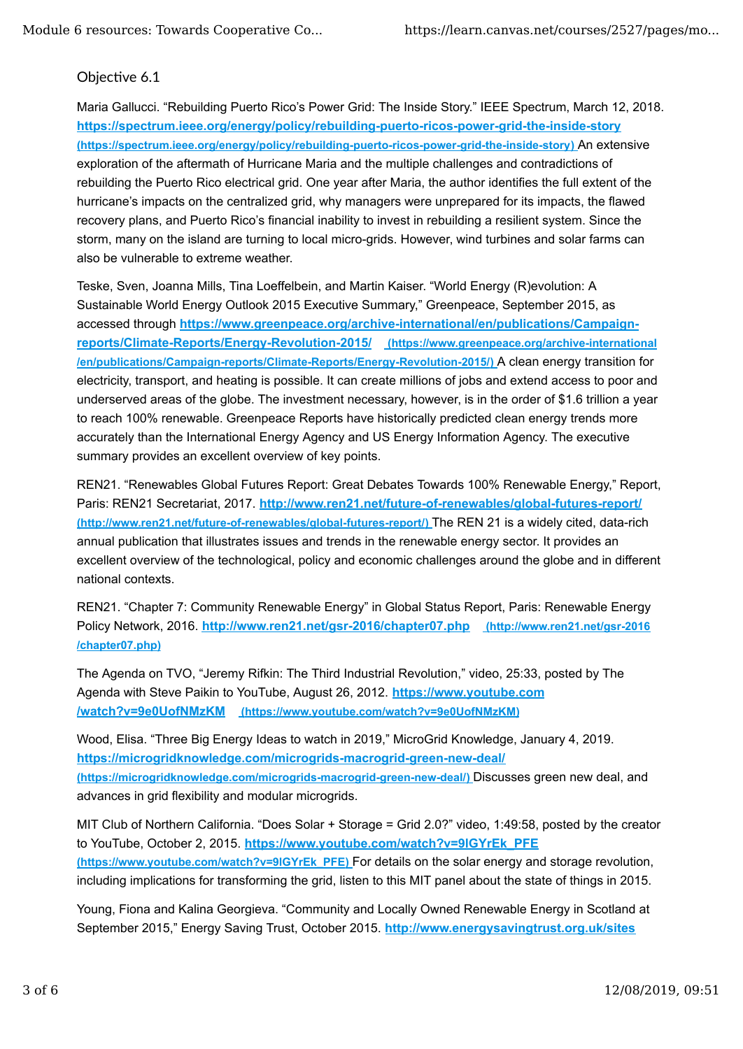Objective 6.1

Maria Gallucci. "Rebuilding Puerto Rico's Power Grid: The Inside Story." IEEE Spectrum, March 12, 2018. **https://spectrum.ieee.org/energy/policy/rebuilding-puerto-ricos-power-grid-the-inside-story** **(https://spectrum.ieee.org/energy/policy/rebuilding-puerto-ricos-power-grid-the-inside-story)** An extensive exploration of the aftermath of Hurricane Maria and the multiple challenges and contradictions of rebuilding the Puerto Rico electrical grid. One year after Maria, the author identifies the full extent of the hurricane's impacts on the centralized grid, why managers were unprepared for its impacts, the flawed recovery plans, and Puerto Rico's financial inability to invest in rebuilding a resilient system. Since the storm, many on the island are turning to local micro-grids. However, wind turbines and solar farms can also be vulnerable to extreme weather.

Teske, Sven, Joanna Mills, Tina Loeffelbein, and Martin Kaiser. "World Energy (R)evolution: A Sustainable World Energy Outlook 2015 Executive Summary," Greenpeace, September 2015, as accessed through **https://www.greenpeace.org/archive-international/en/publications/Campaign-reports/Climate-Reports/Energy-Revolution-2015/** **(https://www.greenpeace.org/archive-international/en/publications/Campaign-reports/Climate-Reports/Energy-Revolution-2015/)** A clean energy transition for electricity, transport, and heating is possible. It can create millions of jobs and extend access to poor and underserved areas of the globe. The investment necessary, however, is in the order of $1.6 trillion a year to reach 100% renewable. Greenpeace Reports have historically predicted clean energy trends more accurately than the International Energy Agency and US Energy Information Agency. The executive summary provides an excellent overview of key points.

REN21. "Renewables Global Futures Report: Great Debates Towards 100% Renewable Energy," Report, Paris: REN21 Secretariat, 2017. **http://www.ren21.net/future-of-renewables/global-futures-report/** **(http://www.ren21.net/future-of-renewables/global-futures-report/)** The REN 21 is a widely cited, data-rich annual publication that illustrates issues and trends in the renewable energy sector. It provides an excellent overview of the technological, policy and economic challenges around the globe and in different national contexts.

REN21. "Chapter 7: Community Renewable Energy" in Global Status Report, Paris: Renewable Energy Policy Network, 2016. **http://www.ren21.net/gsr-2016/chapter07.php** **(http://www.ren21.net/gsr-2016/chapter07.php)**

The Agenda on TVO, "Jeremy Rifkin: The Third Industrial Revolution," video, 25:33, posted by The Agenda with Steve Paikin to YouTube, August 26, 2012. **https://www.youtube.com/watch?v=9e0UofNMzKM** **(https://www.youtube.com/watch?v=9e0UofNMzKM)**

Wood, Elisa. "Three Big Energy Ideas to watch in 2019," MicroGrid Knowledge, January 4, 2019. **https://microgridknowledge.com/microgrids-macrogrid-green-new-deal/** **(https://microgridknowledge.com/microgrids-macrogrid-green-new-deal/)** Discusses green new deal, and advances in grid flexibility and modular microgrids.

MIT Club of Northern California. "Does Solar + Storage = Grid 2.0?" video, 1:49:58, posted by the creator to YouTube, October 2, 2015. **https://www.youtube.com/watch?v=9lGYrEk_PFE** **(https://www.youtube.com/watch?v=9lGYrEk_PFE)** For details on the solar energy and storage revolution, including implications for transforming the grid, listen to this MIT panel about the state of things in 2015.

Young, Fiona and Kalina Georgieva. "Community and Locally Owned Renewable Energy in Scotland at September 2015," Energy Saving Trust, October 2015. **http://www.energysavingtrust.org.uk/sites**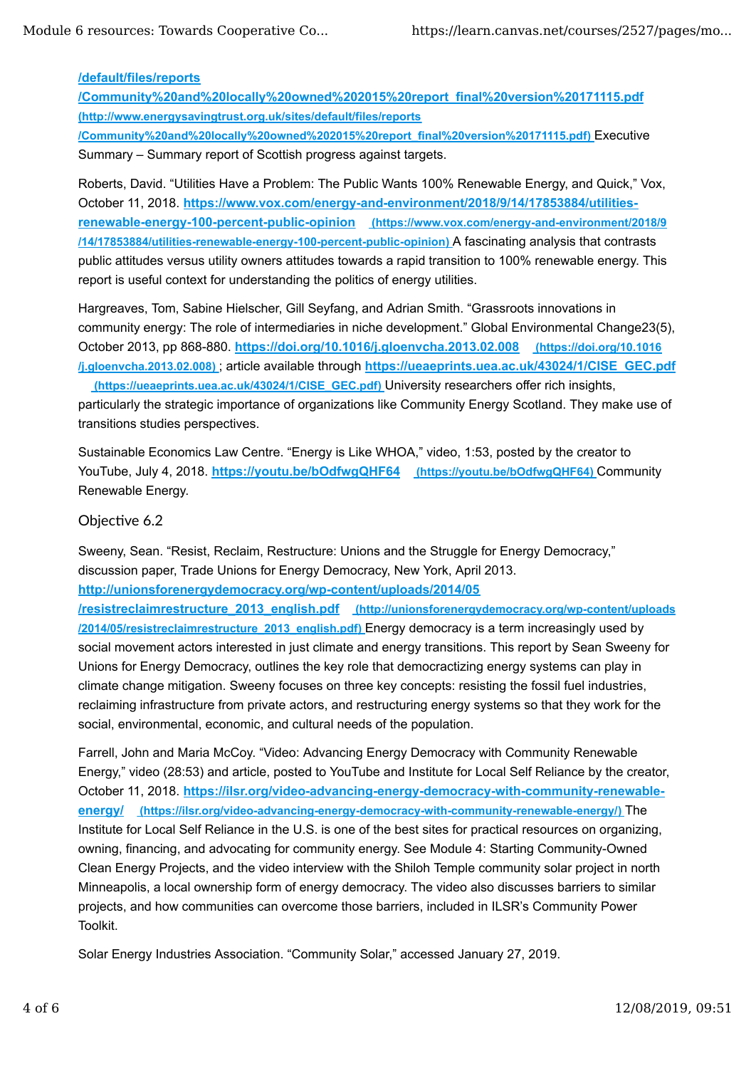**/default/files/reports /Community%20and%20locally%20owned%202015%20report_final%20version%20171115.pdf** (http://www.energysavingtrust.org.uk/sites/default/files/reports/Community%20and%20locally%20owned%202015%20report_final%20version%20171115.pdf) Executive Summary – Summary report of Scottish progress against targets.

Roberts, David. "Utilities Have a Problem: The Public Wants 100% Renewable Energy, and Quick," Vox, October 11, 2018. **https://www.vox.com/energy-and-environment/2018/9/14/17853884/utilities-renewable-energy-100-percent-public-opinion** (https://www.vox.com/energy-and-environment/2018/9/14/17853884/utilities-renewable-energy-100-percent-public-opinion) A fascinating analysis that contrasts public attitudes versus utility owners attitudes towards a rapid transition to 100% renewable energy. This report is useful context for understanding the politics of energy utilities.

Hargreaves, Tom, Sabine Hielscher, Gill Seyfang, and Adrian Smith. "Grassroots innovations in community energy: The role of intermediaries in niche development." Global Environmental Change23(5), October 2013, pp 868-880. **https://doi.org/10.1016/j.gloenvcha.2013.02.008** (https://doi.org/10.1016/j.gloenvcha.2013.02.008) ; article available through **https://ueaeprints.uea.ac.uk/43024/1/CISE_GEC.pdf** (https://ueaeprints.uea.ac.uk/43024/1/CISE_GEC.pdf) University researchers offer rich insights, particularly the strategic importance of organizations like Community Energy Scotland. They make use of transitions studies perspectives.

Sustainable Economics Law Centre. "Energy is Like WHOA," video, 1:53, posted by the creator to YouTube, July 4, 2018. **https://youtu.be/bOdfwgQHF64** (https://youtu.be/bOdfwgQHF64) Community Renewable Energy.

### Objective 6.2

Sweeny, Sean. "Resist, Reclaim, Restructure: Unions and the Struggle for Energy Democracy," discussion paper, Trade Unions for Energy Democracy, New York, April 2013. **http://unionsforenergydemocracy.org/wp-content/uploads/2014/05/resistreclaimrestructure_2013_english.pdf** (http://unionsforenergydemocracy.org/wp-content/uploads/2014/05/resistreclaimrestructure_2013_english.pdf) Energy democracy is a term increasingly used by social movement actors interested in just climate and energy transitions. This report by Sean Sweeny for Unions for Energy Democracy, outlines the key role that democractizing energy systems can play in climate change mitigation. Sweeny focuses on three key concepts: resisting the fossil fuel industries, reclaiming infrastructure from private actors, and restructuring energy systems so that they work for the social, environmental, economic, and cultural needs of the population.

Farrell, John and Maria McCoy. "Video: Advancing Energy Democracy with Community Renewable Energy," video (28:53) and article, posted to YouTube and Institute for Local Self Reliance by the creator, October 11, 2018. **https://ilsr.org/video-advancing-energy-democracy-with-community-renewable-energy/** (https://ilsr.org/video-advancing-energy-democracy-with-community-renewable-energy/) The Institute for Local Self Reliance in the U.S. is one of the best sites for practical resources on organizing, owning, financing, and advocating for community energy. See Module 4: Starting Community-Owned Clean Energy Projects, and the video interview with the Shiloh Temple community solar project in north Minneapolis, a local ownership form of energy democracy. The video also discusses barriers to similar projects, and how communities can overcome those barriers, included in ILSR's Community Power Toolkit.

Solar Energy Industries Association. "Community Solar," accessed January 27, 2019.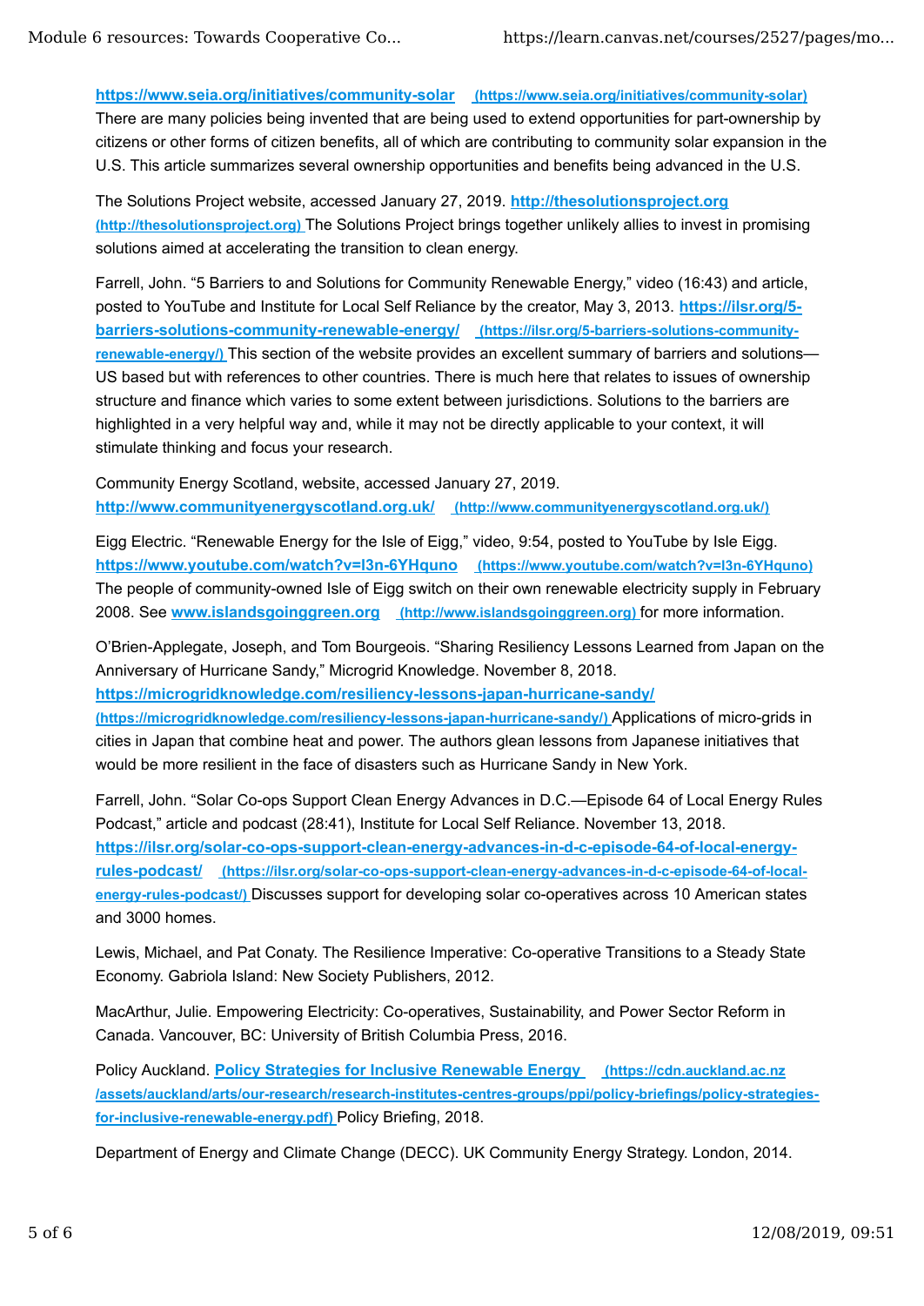**https://www.seia.org/initiatives/community-solar** (https://www.seia.org/initiatives/community-solar) There are many policies being invented that are being used to extend opportunities for part-ownership by citizens or other forms of citizen benefits, all of which are contributing to community solar expansion in the U.S. This article summarizes several ownership opportunities and benefits being advanced in the U.S.

The Solutions Project website, accessed January 27, 2019. **http://thesolutionsproject.org** (http://thesolutionsproject.org) The Solutions Project brings together unlikely allies to invest in promising solutions aimed at accelerating the transition to clean energy.

Farrell, John. "5 Barriers to and Solutions for Community Renewable Energy," video (16:43) and article, posted to YouTube and Institute for Local Self Reliance by the creator, May 3, 2013. **https://ilsr.org/5-barriers-solutions-community-renewable-energy/** (https://ilsr.org/5-barriers-solutions-community-renewable-energy/) This section of the website provides an excellent summary of barriers and solutions—US based but with references to other countries. There is much here that relates to issues of ownership structure and finance which varies to some extent between jurisdictions. Solutions to the barriers are highlighted in a very helpful way and, while it may not be directly applicable to your context, it will stimulate thinking and focus your research.

Community Energy Scotland, website, accessed January 27, 2019. **http://www.communityenergyscotland.org.uk/** (http://www.communityenergyscotland.org.uk/)

Eigg Electric. "Renewable Energy for the Isle of Eigg," video, 9:54, posted to YouTube by Isle Eigg. **https://www.youtube.com/watch?v=I3n-6YHquno** (https://www.youtube.com/watch?v=I3n-6YHquno) The people of community-owned Isle of Eigg switch on their own renewable electricity supply in February 2008. See **www.islandsgoinggreen.org** (http://www.islandsgoinggreen.org) for more information.

O'Brien-Applegate, Joseph, and Tom Bourgeois. "Sharing Resiliency Lessons Learned from Japan on the Anniversary of Hurricane Sandy," Microgrid Knowledge. November 8, 2018. **https://microgridknowledge.com/resiliency-lessons-japan-hurricane-sandy/** (https://microgridknowledge.com/resiliency-lessons-japan-hurricane-sandy/) Applications of micro-grids in cities in Japan that combine heat and power. The authors glean lessons from Japanese initiatives that would be more resilient in the face of disasters such as Hurricane Sandy in New York.

Farrell, John. "Solar Co-ops Support Clean Energy Advances in D.C.—Episode 64 of Local Energy Rules Podcast," article and podcast (28:41), Institute for Local Self Reliance. November 13, 2018. **https://ilsr.org/solar-co-ops-support-clean-energy-advances-in-d-c-episode-64-of-local-energy-rules-podcast/** (https://ilsr.org/solar-co-ops-support-clean-energy-advances-in-d-c-episode-64-of-local-energy-rules-podcast/) Discusses support for developing solar co-operatives across 10 American states and 3000 homes.

Lewis, Michael, and Pat Conaty. The Resilience Imperative: Co-operative Transitions to a Steady State Economy. Gabriola Island: New Society Publishers, 2012.

MacArthur, Julie. Empowering Electricity: Co-operatives, Sustainability, and Power Sector Reform in Canada. Vancouver, BC: University of British Columbia Press, 2016.

Policy Auckland. **Policy Strategies for Inclusive Renewable Energy** (https://cdn.auckland.ac.nz/assets/auckland/arts/our-research/research-institutes-centres-groups/ppi/policy-briefings/policy-strategies-for-inclusive-renewable-energy.pdf) Policy Briefing, 2018.

Department of Energy and Climate Change (DECC). UK Community Energy Strategy. London, 2014.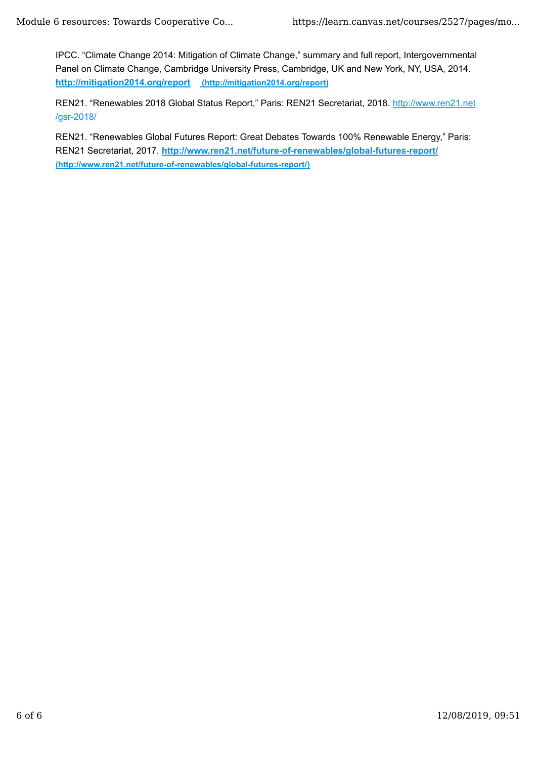IPCC. "Climate Change 2014: Mitigation of Climate Change," summary and full report, Intergovernmental Panel on Climate Change, Cambridge University Press, Cambridge, UK and New York, NY, USA, 2014. **http://mitigation2014.org/report** **(http://mitigation2014.org/report)**

REN21. "Renewables 2018 Global Status Report," Paris: REN21 Secretariat, 2018. http://www.ren21.net/gsr-2018/

REN21. "Renewables Global Futures Report: Great Debates Towards 100% Renewable Energy," Paris: REN21 Secretariat, 2017. **http://www.ren21.net/future-of-renewables/global-futures-report/** **(http://www.ren21.net/future-of-renewables/global-futures-report/)**